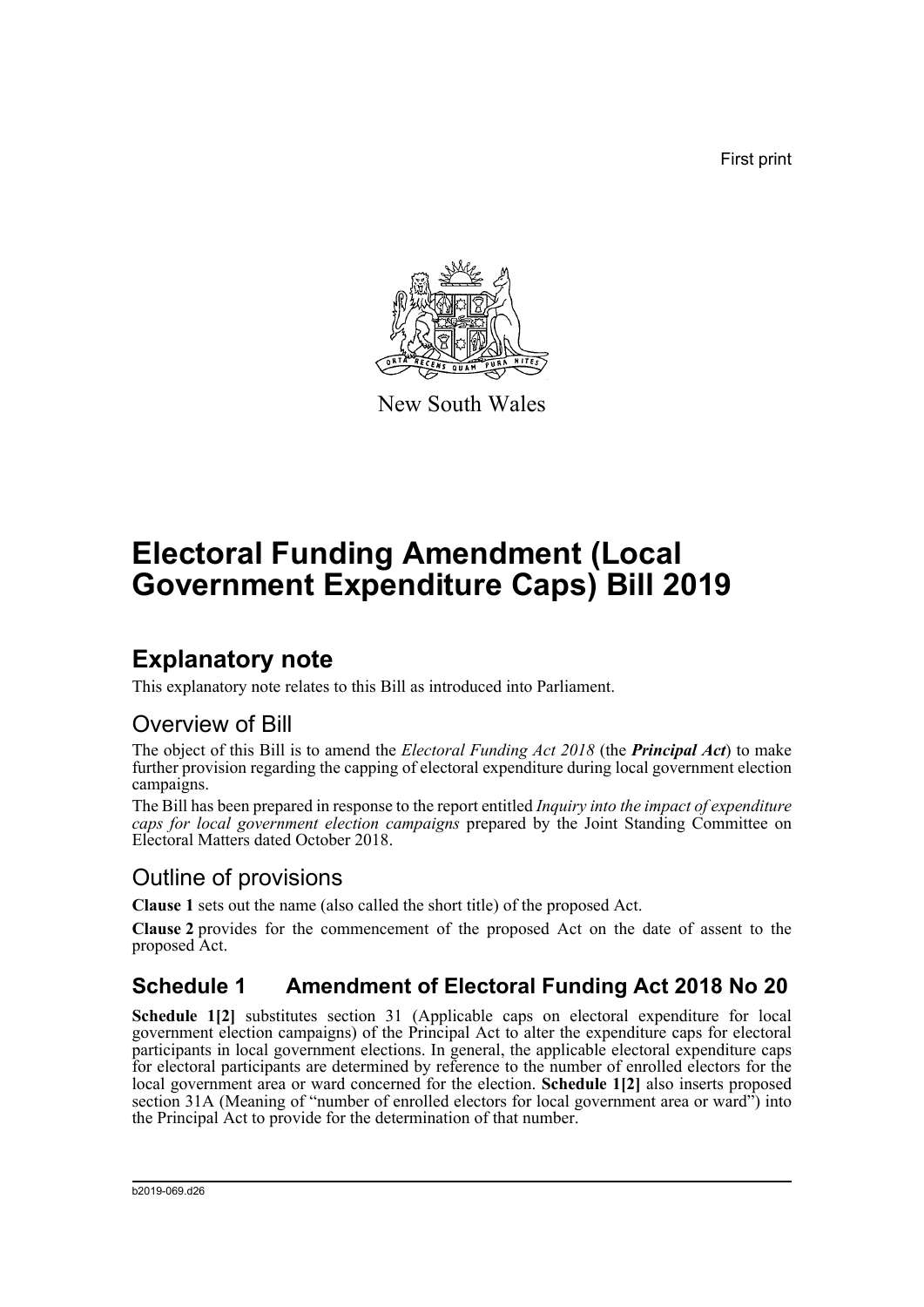First print

New South Wales

# Electoral Funding Amendment (Local Government Expenditure Caps) Bill 2019

## Explanatory note

This explanatory note relates to this Bill as introduced into Parliament.

### Overview of Bill

The object of this Bill is to amend the *Electoral Funding Act 2018* (the ***Principal Act***) to make further provision regarding the capping of electoral expenditure during local government election campaigns.

The Bill has been prepared in response to the report entitled *Inquiry into the impact of expenditure caps for local government election campaigns* prepared by the Joint Standing Committee on Electoral Matters dated October 2018.

### Outline of provisions

**Clause 1** sets out the name (also called the short title) of the proposed Act.

**Clause 2** provides for the commencement of the proposed Act on the date of assent to the proposed Act.

## Schedule 1 Amendment of Electoral Funding Act 2018 No 20

**Schedule 1[2]** substitutes section 31 (Applicable caps on electoral expenditure for local government election campaigns) of the Principal Act to alter the expenditure caps for electoral participants in local government elections. In general, the applicable electoral expenditure caps for electoral participants are determined by reference to the number of enrolled electors for the local government area or ward concerned for the election. **Schedule 1[2]** also inserts proposed section 31A (Meaning of "number of enrolled electors for local government area or ward") into the Principal Act to provide for the determination of that number.

b2019-069.d26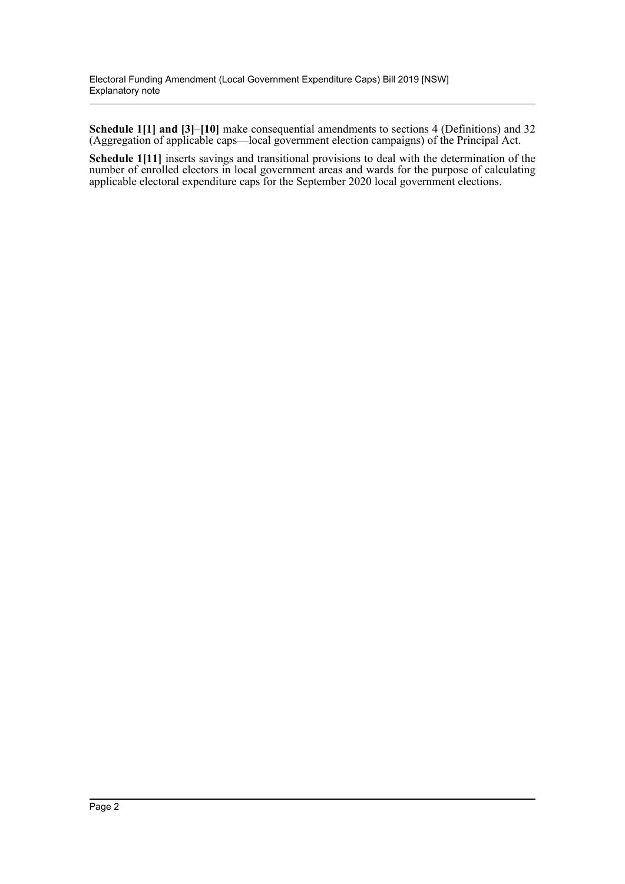**Schedule 1[1] and [3]–[10]** make consequential amendments to sections 4 (Definitions) and 32 (Aggregation of applicable caps—local government election campaigns) of the Principal Act.

**Schedule 1[11]** inserts savings and transitional provisions to deal with the determination of the number of enrolled electors in local government areas and wards for the purpose of calculating applicable electoral expenditure caps for the September 2020 local government elections.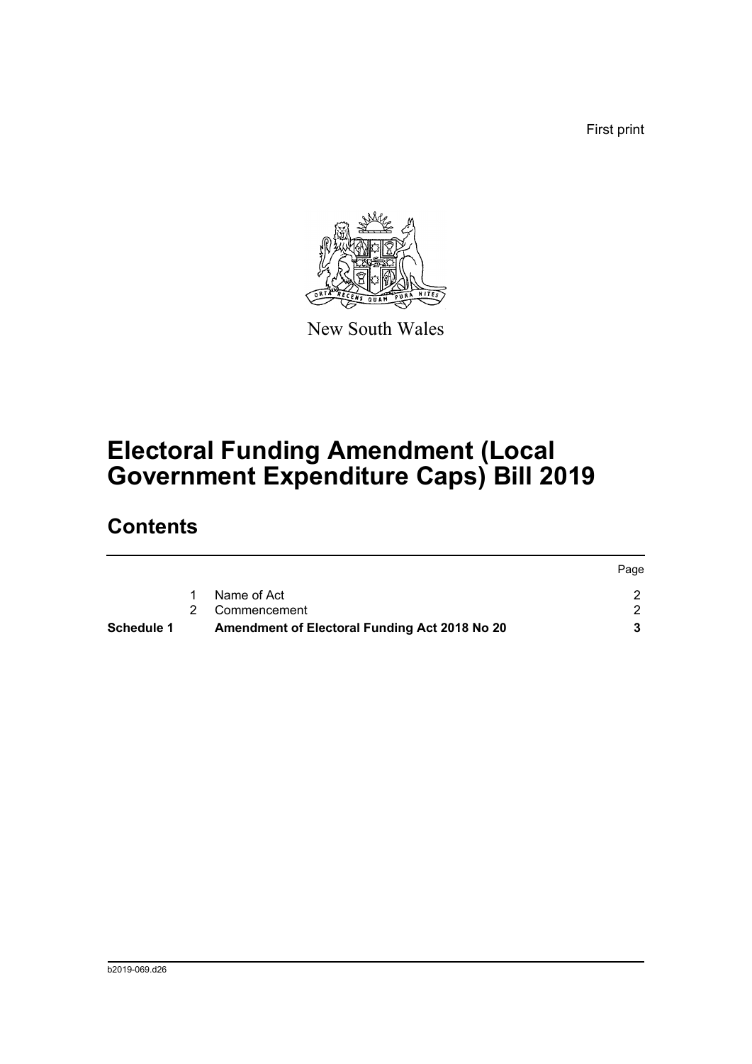First print

New South Wales

# Electoral Funding Amendment (Local Government Expenditure Caps) Bill 2019

## Contents

| | | | Page |
|---|---|---|---|
| | 1 | Name of Act | 2 |
| | 2 | Commencement | 2 |
| **Schedule 1** | | **Amendment of Electoral Funding Act 2018 No 20** | **3** |

b2019-069.d26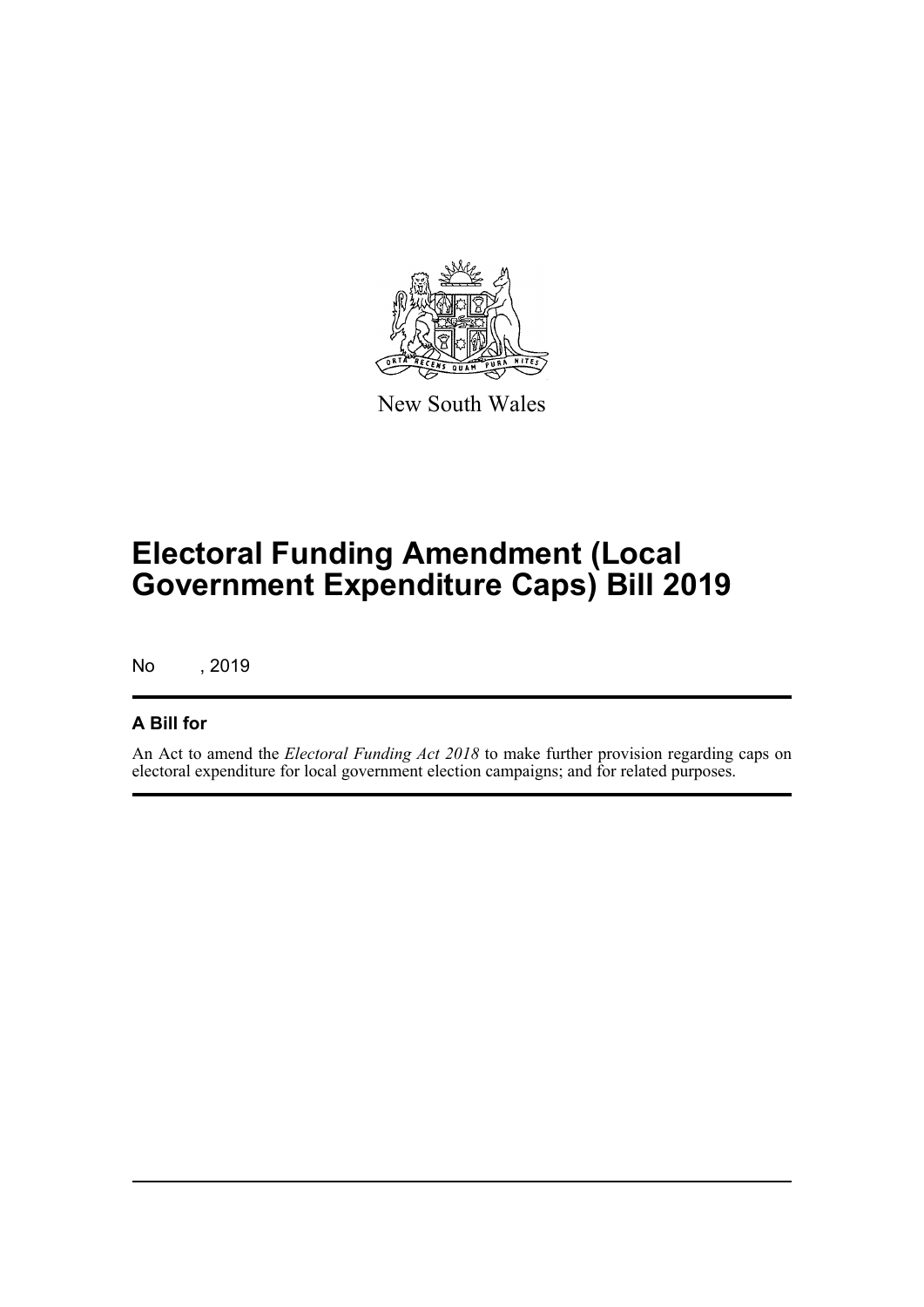New South Wales

# Electoral Funding Amendment (Local Government Expenditure Caps) Bill 2019

No , 2019

## A Bill for

An Act to amend the *Electoral Funding Act 2018* to make further provision regarding caps on electoral expenditure for local government election campaigns; and for related purposes.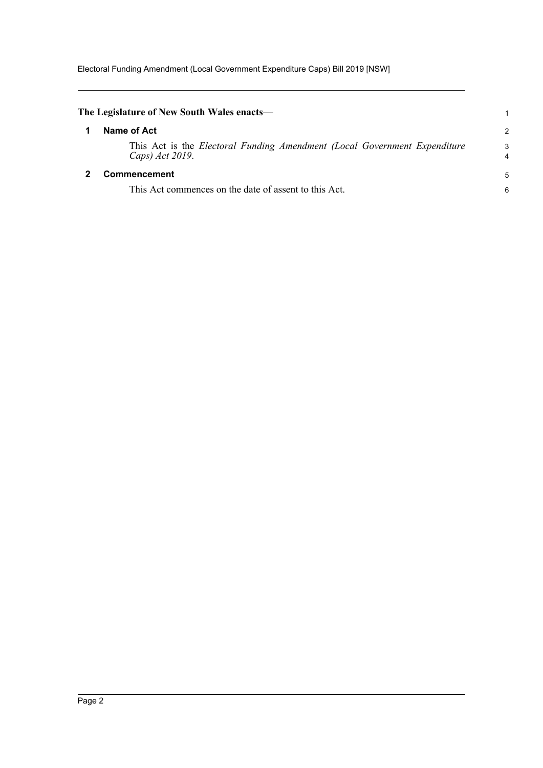**The Legislature of New South Wales enacts—**

## 1 Name of Act

This Act is the *Electoral Funding Amendment (Local Government Expenditure Caps) Act 2019*.

## 2 Commencement

This Act commences on the date of assent to this Act.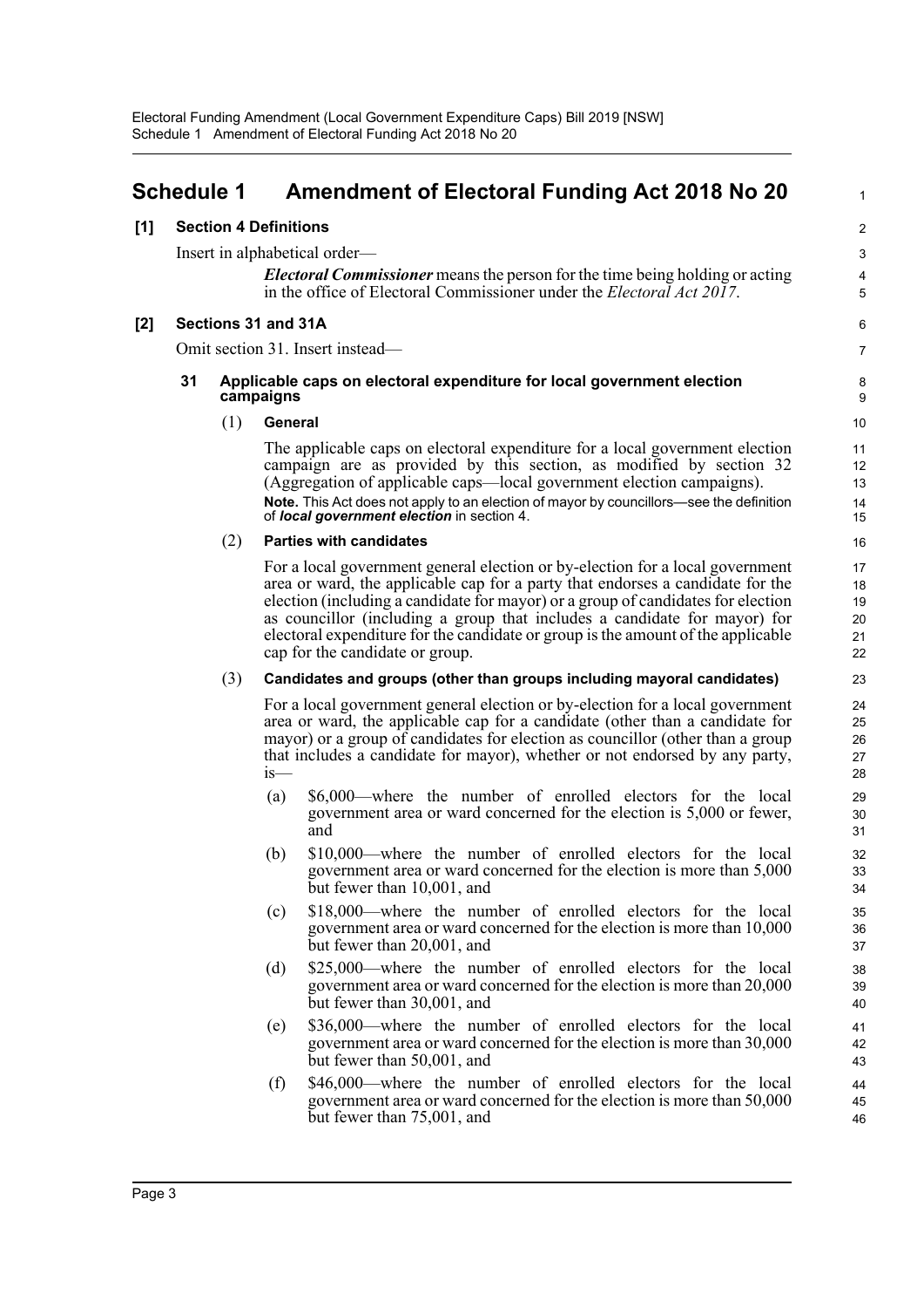# Schedule 1 Amendment of Electoral Funding Act 2018 No 20

## [1] Section 4 Definitions

Insert in alphabetical order—

> ***Electoral Commissioner*** means the person for the time being holding or acting in the office of Electoral Commissioner under the *Electoral Act 2017*.

## [2] Sections 31 and 31A

Omit section 31. Insert instead—

### 31 Applicable caps on electoral expenditure for local government election campaigns

(1) **General**

The applicable caps on electoral expenditure for a local government election campaign are as provided by this section, as modified by section 32 (Aggregation of applicable caps—local government election campaigns).

**Note.** This Act does not apply to an election of mayor by councillors—see the definition of ***local government election*** in section 4.

(2) **Parties with candidates**

For a local government general election or by-election for a local government area or ward, the applicable cap for a party that endorses a candidate for the election (including a candidate for mayor) or a group of candidates for election as councillor (including a group that includes a candidate for mayor) for electoral expenditure for the candidate or group is the amount of the applicable cap for the candidate or group.

(3) **Candidates and groups (other than groups including mayoral candidates)**

For a local government general election or by-election for a local government area or ward, the applicable cap for a candidate (other than a candidate for mayor) or a group of candidates for election as councillor (other than a group that includes a candidate for mayor), whether or not endorsed by any party, is—

(a) $6,000—where the number of enrolled electors for the local government area or ward concerned for the election is 5,000 or fewer, and

(b) $10,000—where the number of enrolled electors for the local government area or ward concerned for the election is more than 5,000 but fewer than 10,001, and

(c) $18,000—where the number of enrolled electors for the local government area or ward concerned for the election is more than 10,000 but fewer than 20,001, and

(d) $25,000—where the number of enrolled electors for the local government area or ward concerned for the election is more than 20,000 but fewer than 30,001, and

(e) $36,000—where the number of enrolled electors for the local government area or ward concerned for the election is more than 30,000 but fewer than 50,001, and

(f) $46,000—where the number of enrolled electors for the local government area or ward concerned for the election is more than 50,000 but fewer than 75,001, and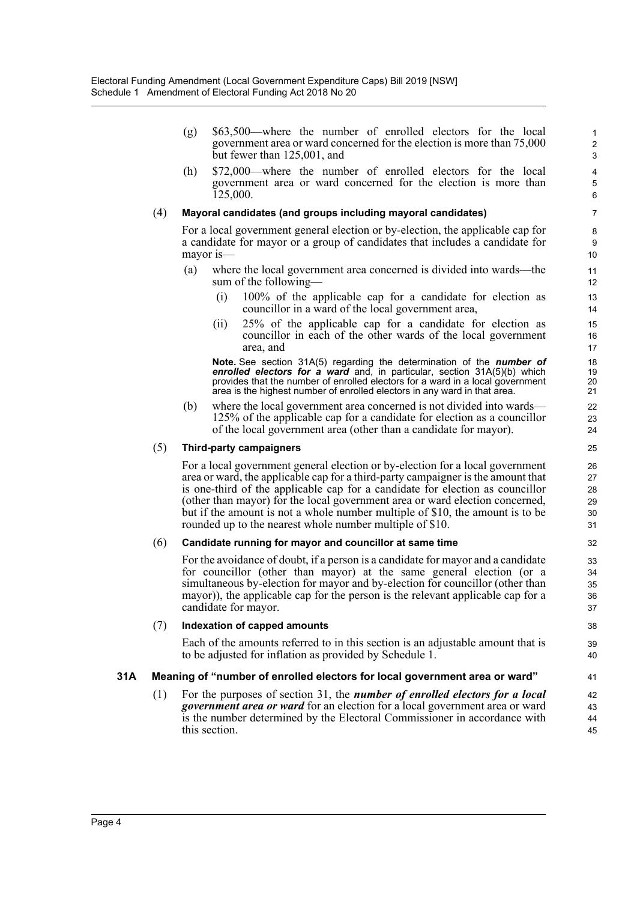(g) $63,500—where the number of enrolled electors for the local government area or ward concerned for the election is more than 75,000 but fewer than 125,001, and

(h) $72,000—where the number of enrolled electors for the local government area or ward concerned for the election is more than 125,000.

(4) **Mayoral candidates (and groups including mayoral candidates)**

For a local government general election or by-election, the applicable cap for a candidate for mayor or a group of candidates that includes a candidate for mayor is—

(a) where the local government area concerned is divided into wards—the sum of the following—

(i) 100% of the applicable cap for a candidate for election as councillor in a ward of the local government area,

(ii) 25% of the applicable cap for a candidate for election as councillor in each of the other wards of the local government area, and

**Note.** See section 31A(5) regarding the determination of the ***number of enrolled electors for a ward*** and, in particular, section 31A(5)(b) which provides that the number of enrolled electors for a ward in a local government area is the highest number of enrolled electors in any ward in that area.

(b) where the local government area concerned is not divided into wards—125% of the applicable cap for a candidate for election as a councillor of the local government area (other than a candidate for mayor).

(5) **Third-party campaigners**

For a local government general election or by-election for a local government area or ward, the applicable cap for a third-party campaigner is the amount that is one-third of the applicable cap for a candidate for election as councillor (other than mayor) for the local government area or ward election concerned, but if the amount is not a whole number multiple of $10, the amount is to be rounded up to the nearest whole number multiple of $10.

(6) **Candidate running for mayor and councillor at same time**

For the avoidance of doubt, if a person is a candidate for mayor and a candidate for councillor (other than mayor) at the same general election (or a simultaneous by-election for mayor and by-election for councillor (other than mayor)), the applicable cap for the person is the relevant applicable cap for a candidate for mayor.

(7) **Indexation of capped amounts**

Each of the amounts referred to in this section is an adjustable amount that is to be adjusted for inflation as provided by Schedule 1.

### 31A Meaning of "number of enrolled electors for local government area or ward"

(1) For the purposes of section 31, the ***number of enrolled electors for a local government area or ward*** for an election for a local government area or a ward is the number determined by the Electoral Commissioner in accordance with this section.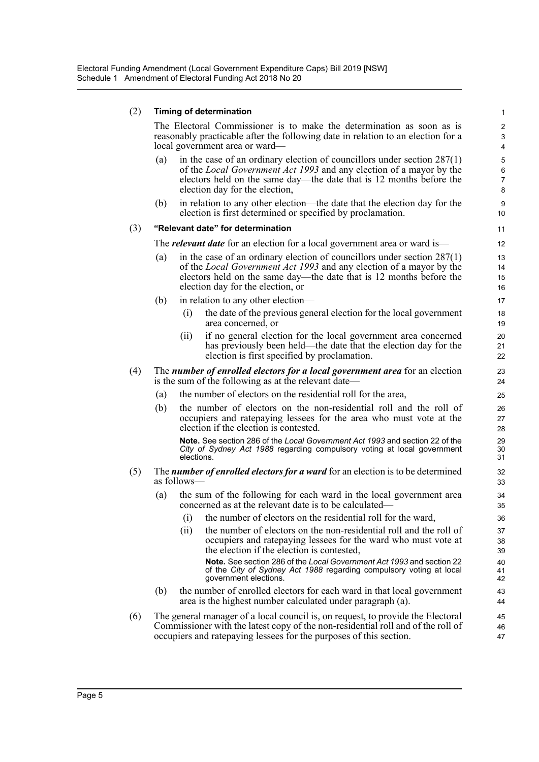(2) **Timing of determination**

The Electoral Commissioner is to make the determination as soon as is reasonably practicable after the following date in relation to an election for a local government area or ward—

(a) in the case of an ordinary election of councillors under section 287(1) of the *Local Government Act 1993* and any election of a mayor by the electors held on the same day—the date that is 12 months before the election day for the election,

(b) in relation to any other election—the date that the election day for the election is first determined or specified by proclamation.

(3) **"Relevant date" for determination**

The ***relevant date*** for an election for a local government area or ward is—

(a) in the case of an ordinary election of councillors under section 287(1) of the *Local Government Act 1993* and any election of a mayor by the electors held on the same day—the date that is 12 months before the election day for the election, or

(b) in relation to any other election—

(i) the date of the previous general election for the local government area concerned, or

(ii) if no general election for the local government area concerned has previously been held—the date that the election day for the election is first specified by proclamation.

(4) The ***number of enrolled electors for a local government area*** for an election is the sum of the following as at the relevant date—

(a) the number of electors on the residential roll for the area,

(b) the number of electors on the non-residential roll and the roll of occupiers and ratepaying lessees for the area who must vote at the election if the election is contested.

**Note.** See section 286 of the *Local Government Act 1993* and section 22 of the *City of Sydney Act 1988* regarding compulsory voting at local government elections.

(5) The ***number of enrolled electors for a ward*** for an election is to be determined as follows—

(a) the sum of the following for each ward in the local government area concerned as at the relevant date is to be calculated—

(i) the number of electors on the residential roll for the ward,

(ii) the number of electors on the non-residential roll and the roll of occupiers and ratepaying lessees for the ward who must vote at the election if the election is contested,

**Note.** See section 286 of the *Local Government Act 1993* and section 22 of the *City of Sydney Act 1988* regarding compulsory voting at local government elections.

(b) the number of enrolled electors for each ward in that local government area is the highest number calculated under paragraph (a).

(6) The general manager of a local council is, on request, to provide the Electoral Commissioner with the latest copy of the non-residential roll and of the roll of occupiers and ratepaying lessees for the purposes of this section.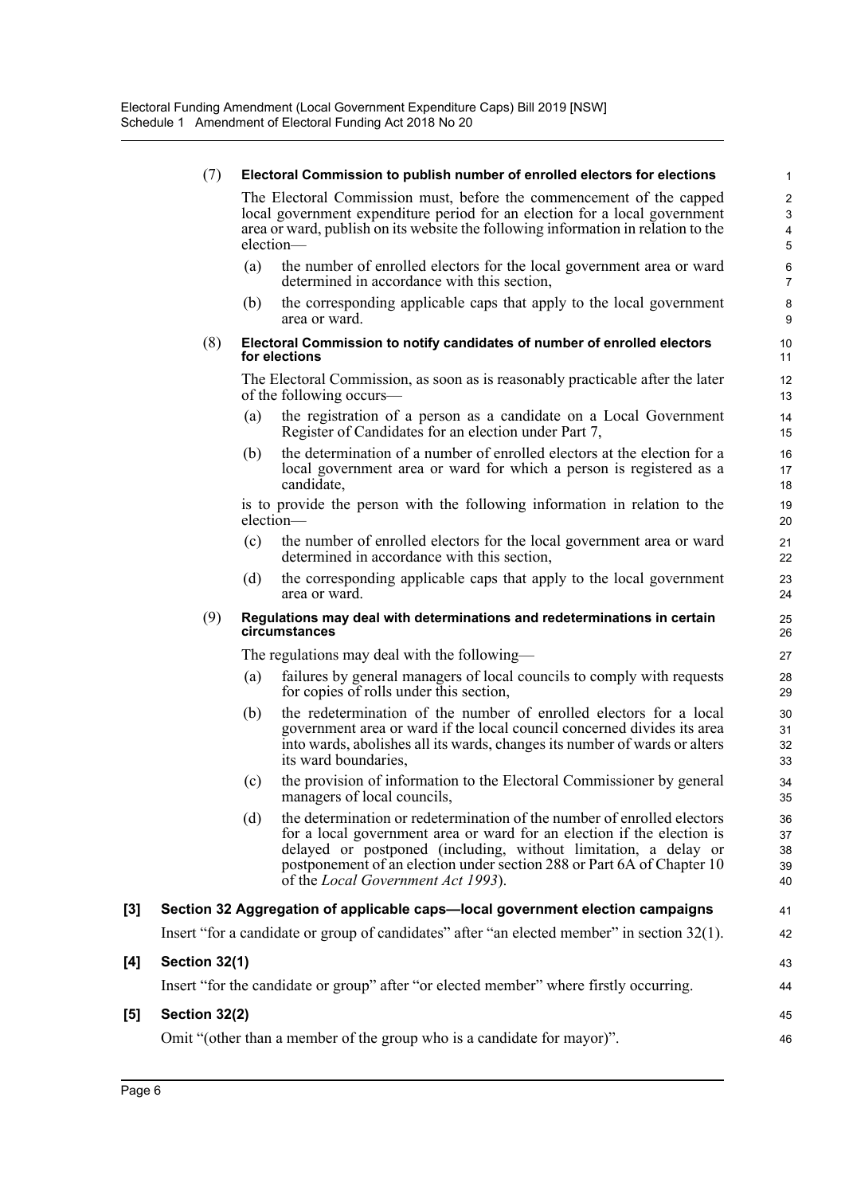(7) **Electoral Commission to publish number of enrolled electors for elections**

The Electoral Commission must, before the commencement of the capped local government expenditure period for an election for a local government area or ward, publish on its website the following information in relation to the election—

(a) the number of enrolled electors for the local government area or ward determined in accordance with this section,

(b) the corresponding applicable caps that apply to the local government area or ward.

(8) **Electoral Commission to notify candidates of number of enrolled electors for elections**

The Electoral Commission, as soon as is reasonably practicable after the later of the following occurs—

(a) the registration of a person as a candidate on a Local Government Register of Candidates for an election under Part 7,

(b) the determination of a number of enrolled electors at the election for a local government area or ward for which a person is registered as a candidate,

is to provide the person with the following information in relation to the election—

(c) the number of enrolled electors for the local government area or ward determined in accordance with this section,

(d) the corresponding applicable caps that apply to the local government area or ward.

(9) **Regulations may deal with determinations and redeterminations in certain circumstances**

The regulations may deal with the following—

(a) failures by general managers of local councils to comply with requests for copies of rolls under this section,

(b) the redetermination of the number of enrolled electors for a local government area or ward if the local council concerned divides its area into wards, abolishes all its wards, changes its number of wards or alters its ward boundaries,

(c) the provision of information to the Electoral Commissioner by general managers of local councils,

(d) the determination or redetermination of the number of enrolled electors for a local government area or ward for an election if the election is delayed or postponed (including, without limitation, a delay or postponement of an election under section 288 or Part 6A of Chapter 10 of the *Local Government Act 1993*).

**[3] Section 32 Aggregation of applicable caps—local government election campaigns**

Insert "for a candidate or group of candidates" after "an elected member" in section 32(1).

**[4] Section 32(1)**

Insert "for the candidate or group" after "or elected member" where firstly occurring.

**[5] Section 32(2)**

Omit "(other than a member of the group who is a candidate for mayor)".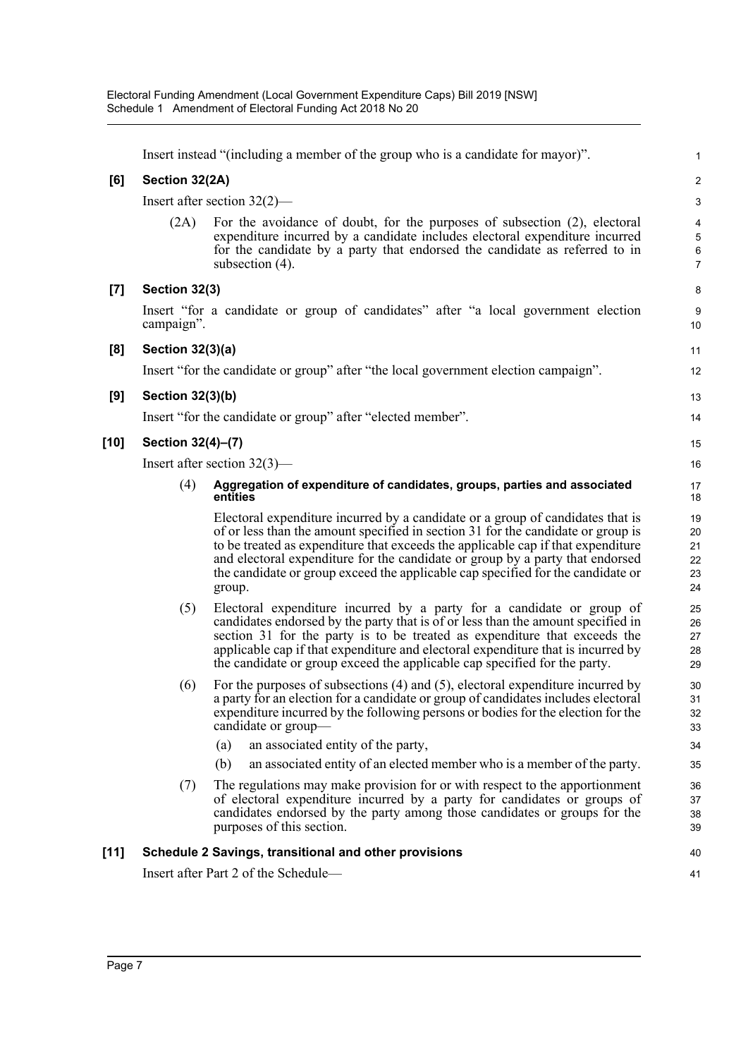Insert instead "(including a member of the group who is a candidate for mayor)".

**[6] Section 32(2A)**

Insert after section 32(2)—

(2A) For the avoidance of doubt, for the purposes of subsection (2), electoral expenditure incurred by a candidate includes electoral expenditure incurred for the candidate by a party that endorsed the candidate as referred to in subsection (4).

**[7] Section 32(3)**

Insert "for a candidate or group of candidates" after "a local government election campaign".

**[8] Section 32(3)(a)**

Insert "for the candidate or group" after "the local government election campaign".

**[9] Section 32(3)(b)**

Insert "for the candidate or group" after "elected member".

**[10] Section 32(4)–(7)**

Insert after section 32(3)—

(4) **Aggregation of expenditure of candidates, groups, parties and associated entities**

Electoral expenditure incurred by a candidate or a group of candidates that is of or less than the amount specified in section 31 for the candidate or group is to be treated as expenditure that exceeds the applicable cap if that expenditure and electoral expenditure for the candidate or group by a party that endorsed the candidate or group exceed the applicable cap specified for the candidate or group.

(5) Electoral expenditure incurred by a party for a candidate or group of candidates endorsed by the party that is of or less than the amount specified in section 31 for the party is to be treated as expenditure that exceeds the applicable cap if that expenditure and electoral expenditure that is incurred by the candidate or group exceed the applicable cap specified for the party.

(6) For the purposes of subsections (4) and (5), electoral expenditure incurred by a party for an election for a candidate or group of candidates includes electoral expenditure incurred by the following persons or bodies for the election for the candidate or group—

(a) an associated entity of the party,

(b) an associated entity of an elected member who is a member of the party.

(7) The regulations may make provision for or with respect to the apportionment of electoral expenditure incurred by a party for candidates or groups of candidates endorsed by the party among those candidates or groups for the purposes of this section.

**[11] Schedule 2 Savings, transitional and other provisions**

Insert after Part 2 of the Schedule—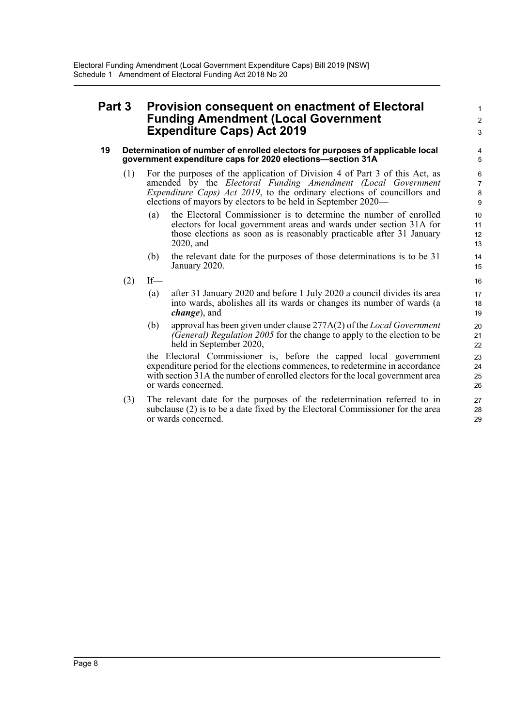## Part 3 Provision consequent on enactment of Electoral Funding Amendment (Local Government Expenditure Caps) Act 2019

### 19 Determination of number of enrolled electors for purposes of applicable local government expenditure caps for 2020 elections—section 31A

(1) For the purposes of the application of Division 4 of Part 3 of this Act, as amended by the *Electoral Funding Amendment (Local Government Expenditure Caps) Act 2019*, to the ordinary elections of councillors and elections of mayors by electors to be held in September 2020—

(a) the Electoral Commissioner is to determine the number of enrolled electors for local government areas and wards under section 31A for those elections as soon as is reasonably practicable after 31 January 2020, and

(b) the relevant date for the purposes of those determinations is to be 31 January 2020.

(2) If—

(a) after 31 January 2020 and before 1 July 2020 a council divides its area into wards, abolishes all its wards or changes its number of wards (a ***change***), and

(b) approval has been given under clause 277A(2) of the *Local Government (General) Regulation 2005* for the change to apply to the election to be held in September 2020,

the Electoral Commissioner is, before the capped local government expenditure period for the elections commences, to redetermine in accordance with section 31A the number of enrolled electors for the local government area or wards concerned.

(3) The relevant date for the purposes of the redetermination referred to in subclause (2) is to be a date fixed by the Electoral Commissioner for the area or wards concerned.